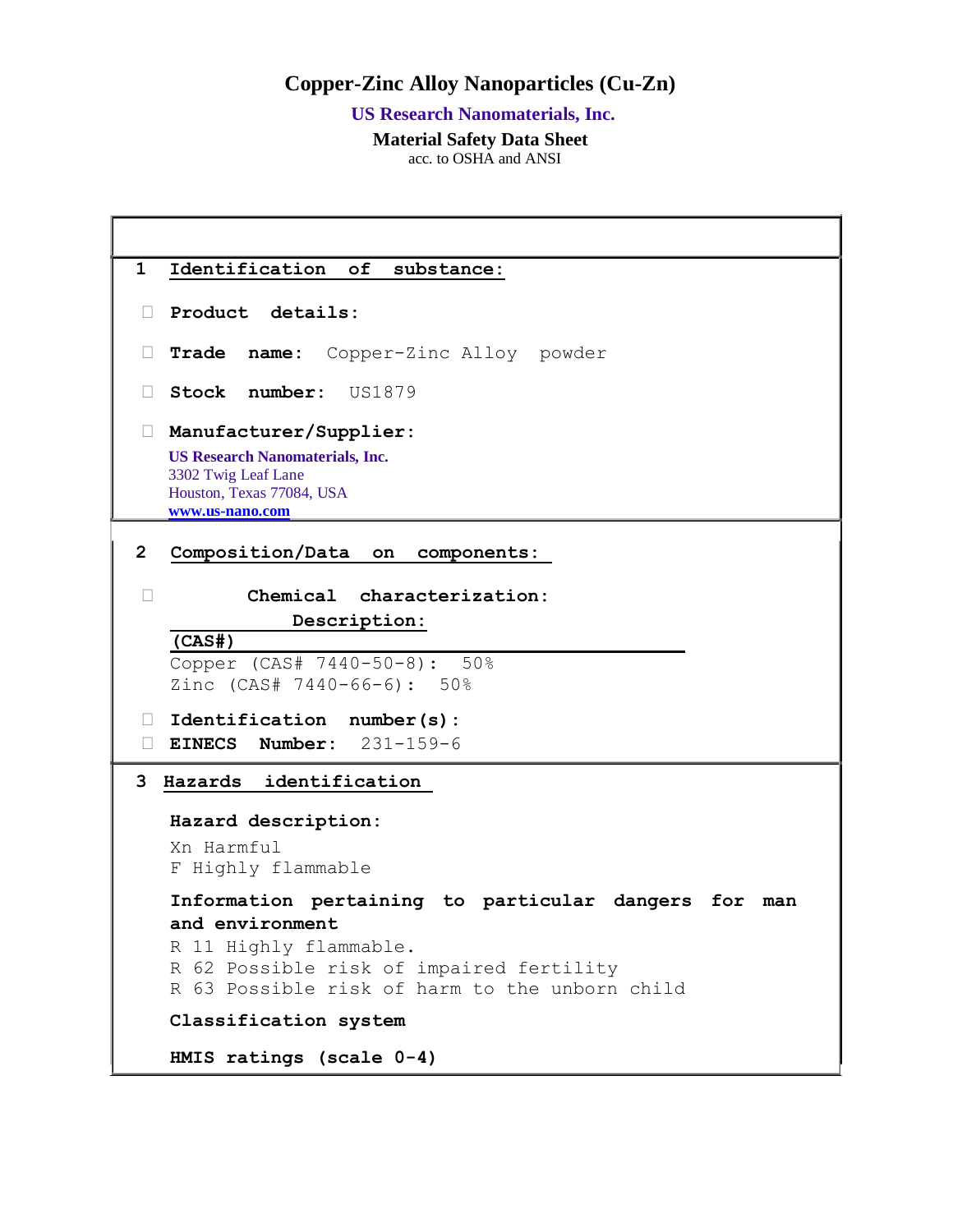# Copper-Zinc Alloy Nanoparticles (Cu-Zn)

**US Research Nanomaterials, Inc.**

**Material Safety Data Sheet**

acc. to OSHA and ANSI

## 1 Identification of substance:

- **Product details:**
- **Trade name:** Copper-Zinc Alloy powder
- **Stock number:** US1879
- **Manufacturer/Supplier:**

**US Research Nanomaterials, Inc.**
3302 Twig Leaf Lane
Houston, Texas 77084, USA
www.us-nano.com

## 2 Composition/Data on components:

- **Chemical characterization:**

**Description:**

**(CAS#)**

Copper (CAS# 7440-50-8): 50%
Zinc (CAS# 7440-66-6): 50%

- **Identification number(s):**
- **EINECS Number:** 231-159-6

## 3 Hazards identification

**Hazard description:**

Xn Harmful
F Highly flammable

**Information pertaining to particular dangers for man and environment**

R 11 Highly flammable.
R 62 Possible risk of impaired fertility
R 63 Possible risk of harm to the unborn child

**Classification system**

**HMIS ratings (scale 0-4)**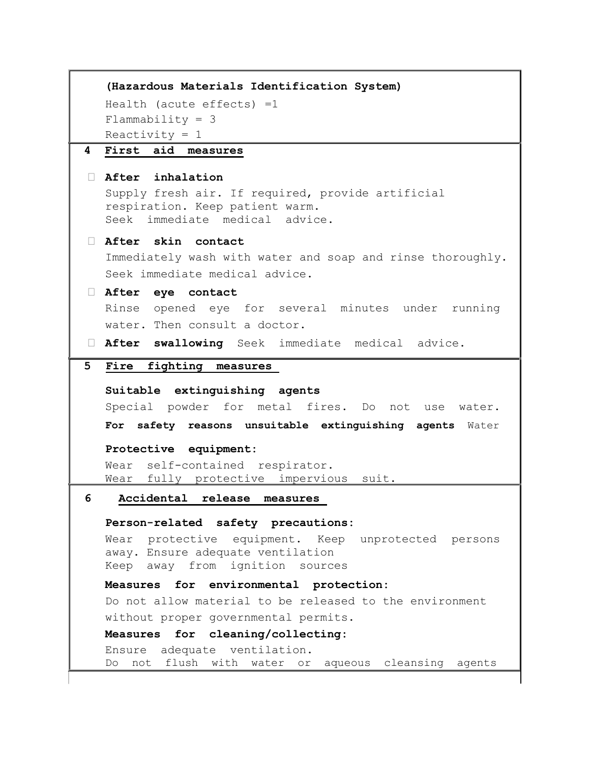**(Hazardous Materials Identification System)**

Health (acute effects) =1
Flammability = 3
Reactivity = 1

## 4 First aid measures

- **After inhalation**
  Supply fresh air. If required, provide artificial respiration. Keep patient warm.
  Seek immediate medical advice.
- **After skin contact**
  Immediately wash with water and soap and rinse thoroughly.
  Seek immediate medical advice.
- **After eye contact**
  Rinse opened eye for several minutes under running water. Then consult a doctor.
- **After swallowing** Seek immediate medical advice.

## 5 Fire fighting measures

**Suitable extinguishing agents**
Special powder for metal fires. Do not use water.

**For safety reasons unsuitable extinguishing agents** Water

**Protective equipment:**
Wear self-contained respirator.
Wear fully protective impervious suit.

## 6 Accidental release measures

**Person-related safety precautions:**
Wear protective equipment. Keep unprotected persons away. Ensure adequate ventilation
Keep away from ignition sources

**Measures for environmental protection:**
Do not allow material to be released to the environment without proper governmental permits.

**Measures for cleaning/collecting:**
Ensure adequate ventilation.
Do not flush with water or aqueous cleansing agents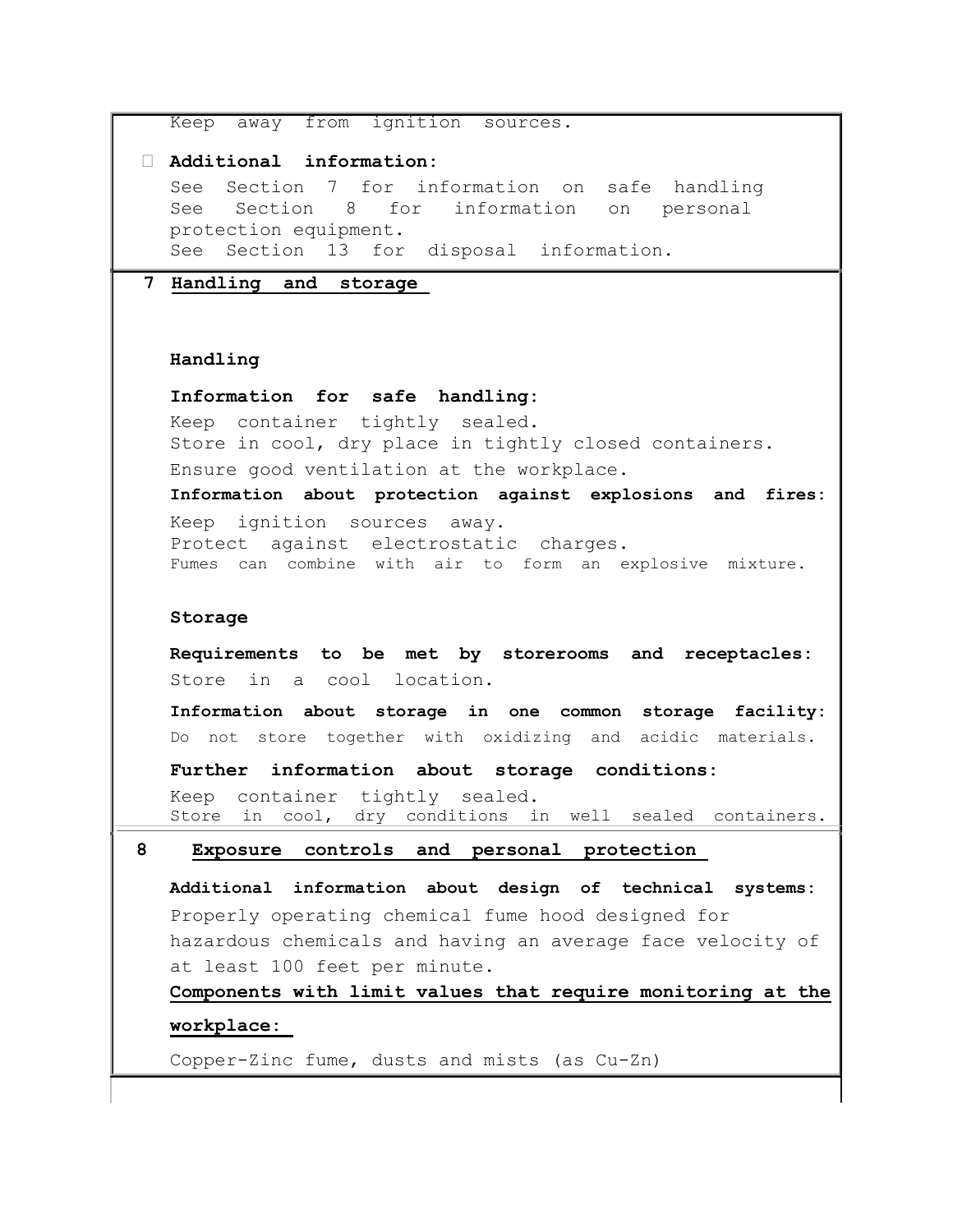Keep away from ignition sources.

- **Additional information:**

  See Section 7 for information on safe handling
  See Section 8 for information on personal protection equipment.
  See Section 13 for disposal information.

## 7 Handling and storage

### Handling

**Information for safe handling:**

Keep container tightly sealed.
Store in cool, dry place in tightly closed containers.

Ensure good ventilation at the workplace.

**Information about protection against explosions and fires:**

Keep ignition sources away.
Protect against electrostatic charges.
Fumes can combine with air to form an explosive mixture.

### Storage

**Requirements to be met by storerooms and receptacles:**

Store in a cool location.

**Information about storage in one common storage facility:**

Do not store together with oxidizing and acidic materials.

**Further information about storage conditions:**

Keep container tightly sealed.
Store in cool, dry conditions in well sealed containers.

## 8 Exposure controls and personal protection

**Additional information about design of technical systems:**

Properly operating chemical fume hood designed for hazardous chemicals and having an average face velocity of at least 100 feet per minute.

**Components with limit values that require monitoring at the workplace:**

Copper-Zinc fume, dusts and mists (as Cu-Zn)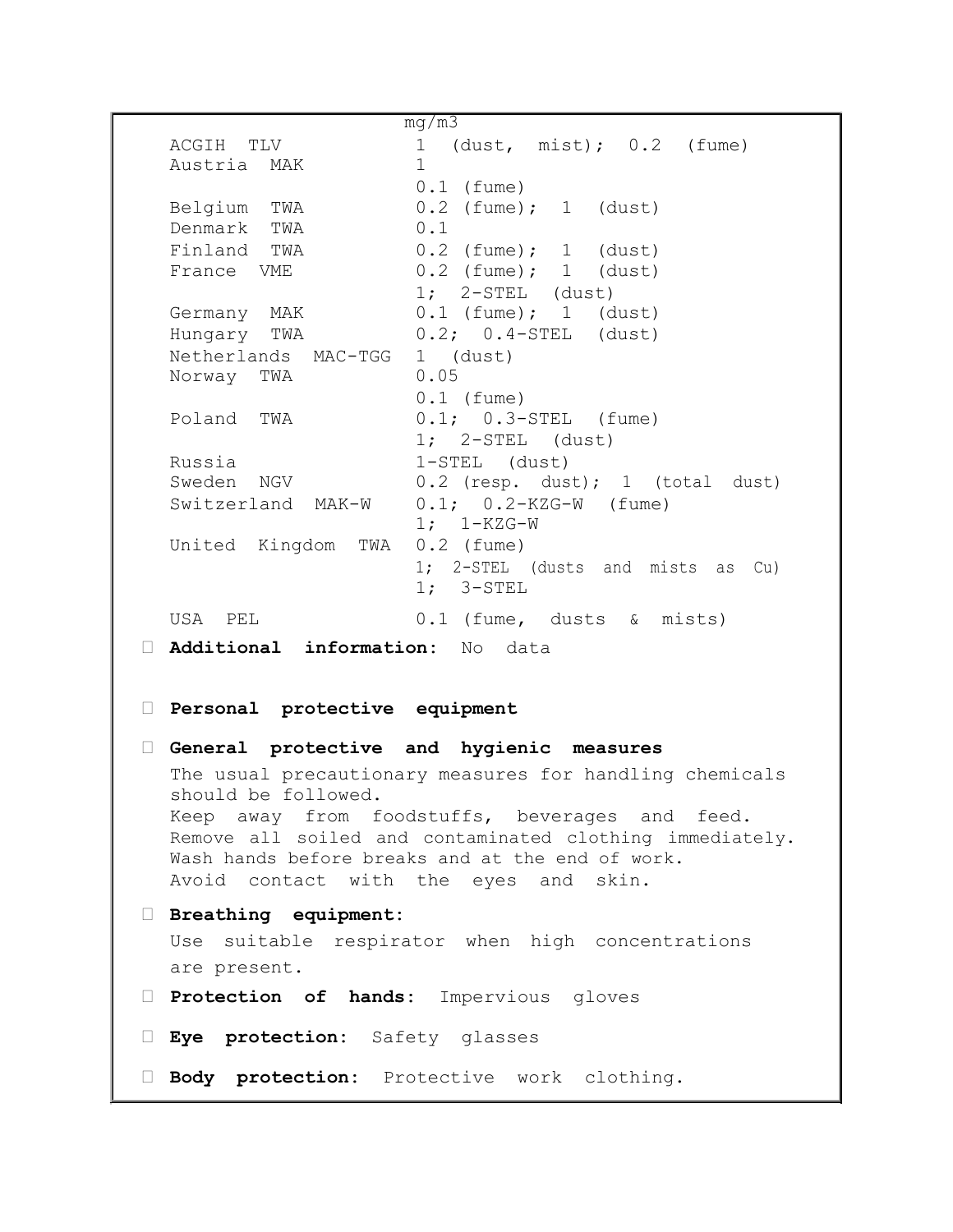| | mg/m3 |
|---|---|
| ACGIH TLV | 1 (dust, mist); 0.2 (fume) |
| Austria MAK | 1 |
| | 0.1 (fume) |
| Belgium TWA | 0.2 (fume); 1 (dust) |
| Denmark TWA | 0.1 |
| Finland TWA | 0.2 (fume); 1 (dust) |
| France VME | 0.2 (fume); 1 (dust) |
| | 1; 2-STEL (dust) |
| Germany MAK | 0.1 (fume); 1 (dust) |
| Hungary TWA | 0.2; 0.4-STEL (dust) |
| Netherlands MAC-TGG | 1 (dust) |
| Norway TWA | 0.05 |
| | 0.1 (fume) |
| Poland TWA | 0.1; 0.3-STEL (fume) |
| | 1; 2-STEL (dust) |
| Russia | 1-STEL (dust) |
| Sweden NGV | 0.2 (resp. dust); 1 (total dust) |
| Switzerland MAK-W | 0.1; 0.2-KZG-W (fume) |
| | 1; 1-KZG-W |
| United Kingdom TWA | 0.2 (fume) |
| | 1; 2-STEL (dusts and mists as Cu) |
| | 1; 3-STEL |
| USA PEL | 0.1 (fume, dusts & mists) |

- **Additional information**: No data

- **Personal protective equipment**

- **General protective and hygienic measures**

  The usual precautionary measures for handling chemicals should be followed.
  Keep away from foodstuffs, beverages and feed.
  Remove all soiled and contaminated clothing immediately.
  Wash hands before breaks and at the end of work.
  Avoid contact with the eyes and skin.

- **Breathing equipment**:

  Use suitable respirator when high concentrations are present.

- **Protection of hands**: Impervious gloves

- **Eye protection**: Safety glasses

- **Body protection**: Protective work clothing.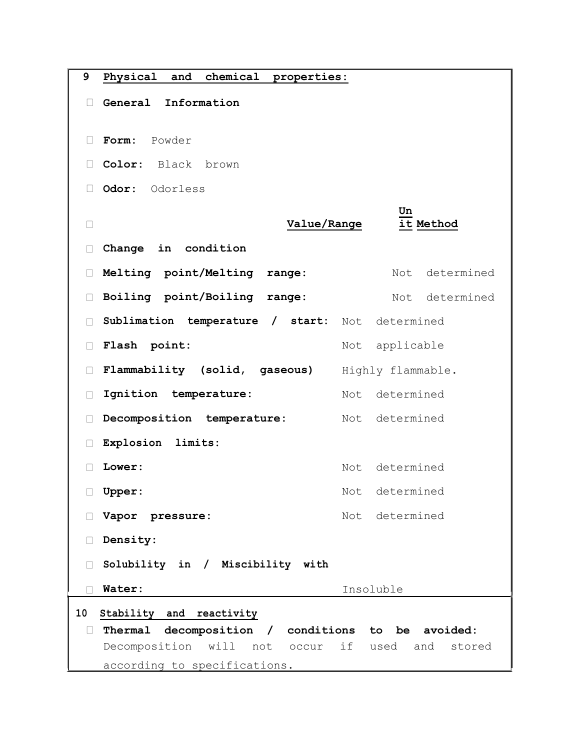## 9 Physical and chemical properties:

- **General Information**

- **Form:** Powder
- **Color:** Black brown
- **Odor:** Odorless

| | Value/Range | Unit | Method |
|---|---|---|---|
| **Change in condition** | | | |
| **Melting point/Melting range:** | | | Not determined |
| **Boiling point/Boiling range:** | | | Not determined |
| **Sublimation temperature / start:** | Not determined | | |
| **Flash point:** | Not applicable | | |
| **Flammability (solid, gaseous)** | Highly flammable. | | |
| **Ignition temperature:** | Not determined | | |
| **Decomposition temperature:** | Not determined | | |
| **Explosion limits:** | | | |
| **Lower:** | Not determined | | |
| **Upper:** | Not determined | | |
| **Vapor pressure:** | Not determined | | |
| **Density:** | | | |
| **Solubility in / Miscibility with** | | | |
| **Water:** | Insoluble | | |

## 10 Stability and reactivity

- **Thermal decomposition / conditions to be avoided:** Decomposition will not occur if used and stored according to specifications.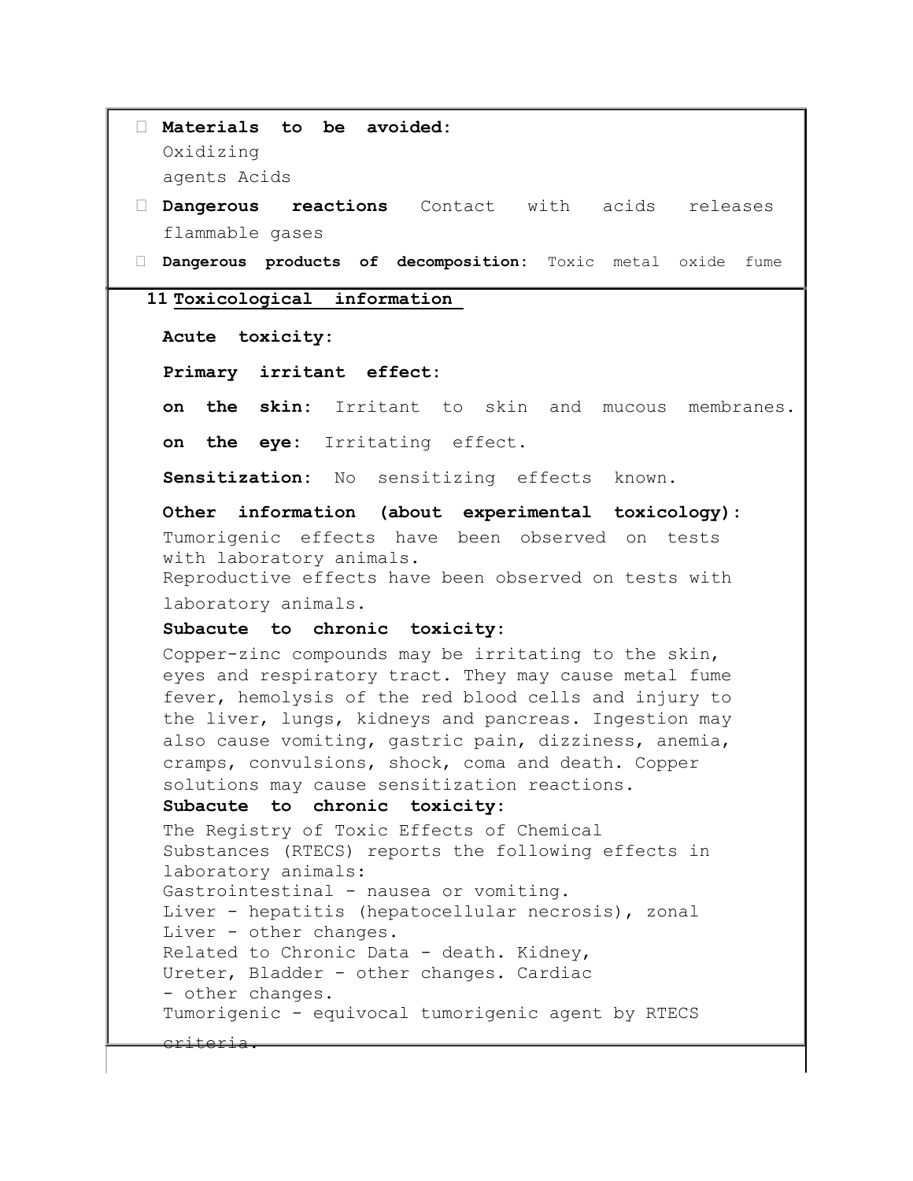- **Materials to be avoided:** Oxidizing agents Acids
- **Dangerous reactions** Contact with acids releases flammable gases
- **Dangerous products of decomposition:** Toxic metal oxide fume

## 11 Toxicological information

**Acute toxicity:**

**Primary irritant effect:**

**on the skin:** Irritant to skin and mucous membranes.

**on the eye:** Irritating effect.

**Sensitization:** No sensitizing effects known.

**Other information (about experimental toxicology):**
Tumorigenic effects have been observed on tests with laboratory animals.
Reproductive effects have been observed on tests with laboratory animals.

**Subacute to chronic toxicity:**
Copper-zinc compounds may be irritating to the skin, eyes and respiratory tract. They may cause metal fume fever, hemolysis of the red blood cells and injury to the liver, lungs, kidneys and pancreas. Ingestion may also cause vomiting, gastric pain, dizziness, anemia, cramps, convulsions, shock, coma and death. Copper solutions may cause sensitization reactions.

**Subacute to chronic toxicity:**
The Registry of Toxic Effects of Chemical Substances (RTECS) reports the following effects in laboratory animals:
Gastrointestinal - nausea or vomiting.
Liver - hepatitis (hepatocellular necrosis), zonal
Liver - other changes.
Related to Chronic Data - death. Kidney, Ureter, Bladder - other changes. Cardiac - other changes.
Tumorigenic - equivocal tumorigenic agent by RTECS criteria.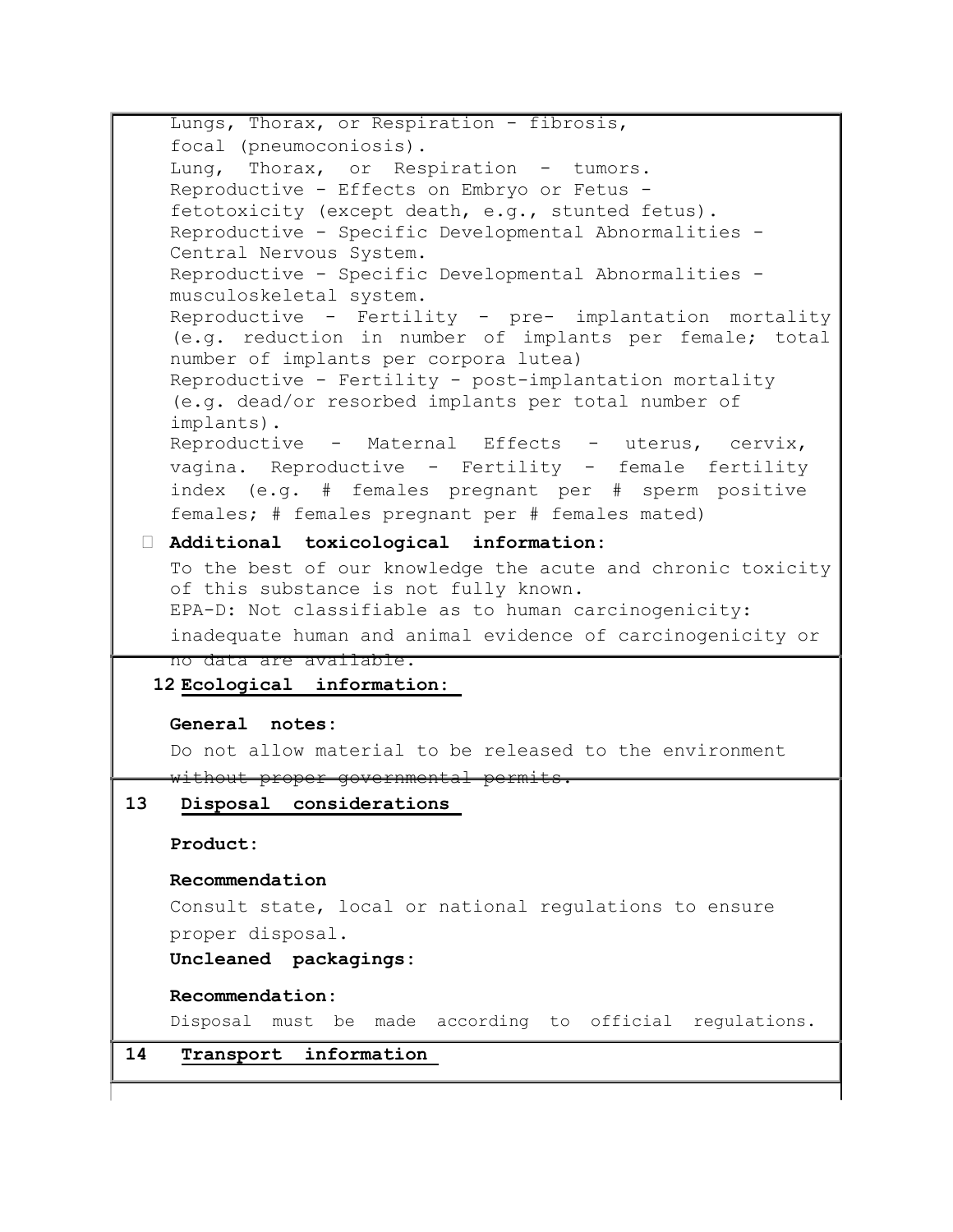Lungs, Thorax, or Respiration - fibrosis, focal (pneumoconiosis).
Lung, Thorax, or Respiration - tumors.
Reproductive - Effects on Embryo or Fetus - fetotoxicity (except death, e.g., stunted fetus).
Reproductive - Specific Developmental Abnormalities - Central Nervous System.
Reproductive - Specific Developmental Abnormalities - musculoskeletal system.
Reproductive - Fertility - pre- implantation mortality (e.g. reduction in number of implants per female; total number of implants per corpora lutea)
Reproductive - Fertility - post-implantation mortality (e.g. dead/or resorbed implants per total number of implants).
Reproductive - Maternal Effects - uterus, cervix, vagina. Reproductive - Fertility - female fertility index (e.g. # females pregnant per # sperm positive females; # females pregnant per # females mated)

- **Additional toxicological information:**

To the best of our knowledge the acute and chronic toxicity of this substance is not fully known.
EPA-D: Not classifiable as to human carcinogenicity: inadequate human and animal evidence of carcinogenicity or no data are available.

## 12 Ecological information:

**General notes:**

Do not allow material to be released to the environment without proper governmental permits.

## 13 Disposal considerations

**Product:**

**Recommendation**

Consult state, local or national regulations to ensure proper disposal.

**Uncleaned packagings:**

**Recommendation:**

Disposal must be made according to official regulations.

## 14 Transport information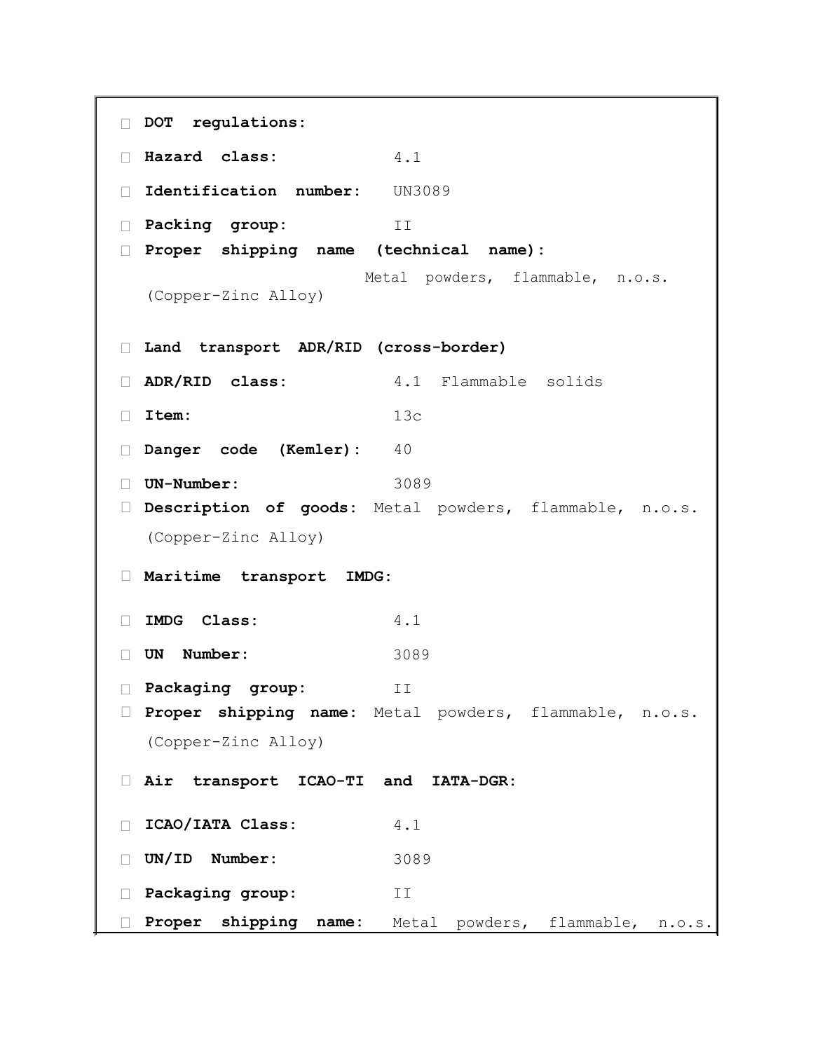- **DOT regulations:**
- **Hazard class:** 4.1
- **Identification number:** UN3089
- **Packing group:** II
- **Proper shipping name (technical name):** Metal powders, flammable, n.o.s. (Copper-Zinc Alloy)

- **Land transport ADR/RID (cross-border)**
- **ADR/RID class:** 4.1 Flammable solids
- **Item:** 13c
- **Danger code (Kemler):** 40
- **UN-Number:** 3089
- **Description of goods:** Metal powders, flammable, n.o.s. (Copper-Zinc Alloy)

- **Maritime transport IMDG:**
- **IMDG Class:** 4.1
- **UN Number:** 3089
- **Packaging group:** II
- **Proper shipping name:** Metal powders, flammable, n.o.s. (Copper-Zinc Alloy)

- **Air transport ICAO-TI and IATA-DGR:**
- **ICAO/IATA Class:** 4.1
- **UN/ID Number:** 3089
- **Packaging group:** II
- **Proper shipping name:** Metal powders, flammable, n.o.s.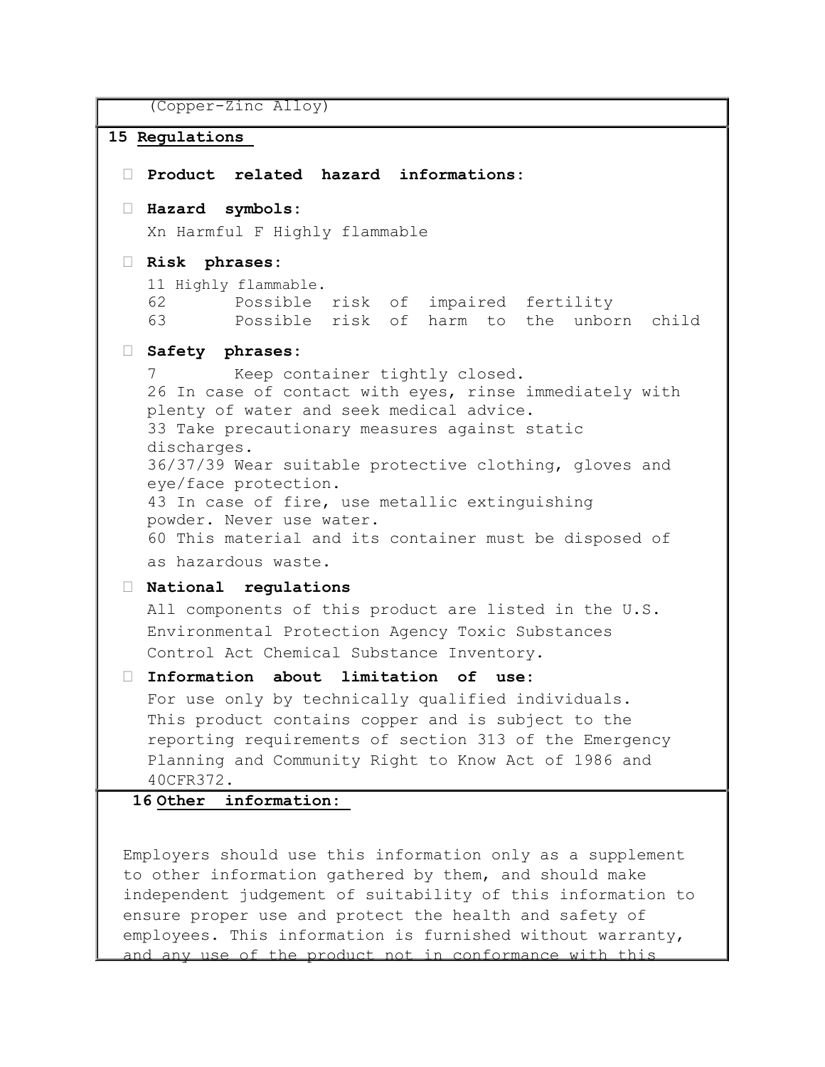(Copper-Zinc Alloy)

## 15 Regulations

- **Product related hazard informations:**

- **Hazard symbols:**

  Xn Harmful F Highly flammable

- **Risk phrases:**

  11 Highly flammable.
  62 Possible risk of impaired fertility
  63 Possible risk of harm to the unborn child

- **Safety phrases:**

  7 Keep container tightly closed.
  26 In case of contact with eyes, rinse immediately with plenty of water and seek medical advice.
  33 Take precautionary measures against static discharges.
  36/37/39 Wear suitable protective clothing, gloves and eye/face protection.
  43 In case of fire, use metallic extinguishing powder. Never use water.
  60 This material and its container must be disposed of as hazardous waste.

- **National regulations**

  All components of this product are listed in the U.S. Environmental Protection Agency Toxic Substances Control Act Chemical Substance Inventory.

- **Information about limitation of use:**

  For use only by technically qualified individuals. This product contains copper and is subject to the reporting requirements of section 313 of the Emergency Planning and Community Right to Know Act of 1986 and 40CFR372.

## 16 Other information:

Employers should use this information only as a supplement to other information gathered by them, and should make independent judgement of suitability of this information to ensure proper use and protect the health and safety of employees. This information is furnished without warranty, and any use of the product not in conformance with this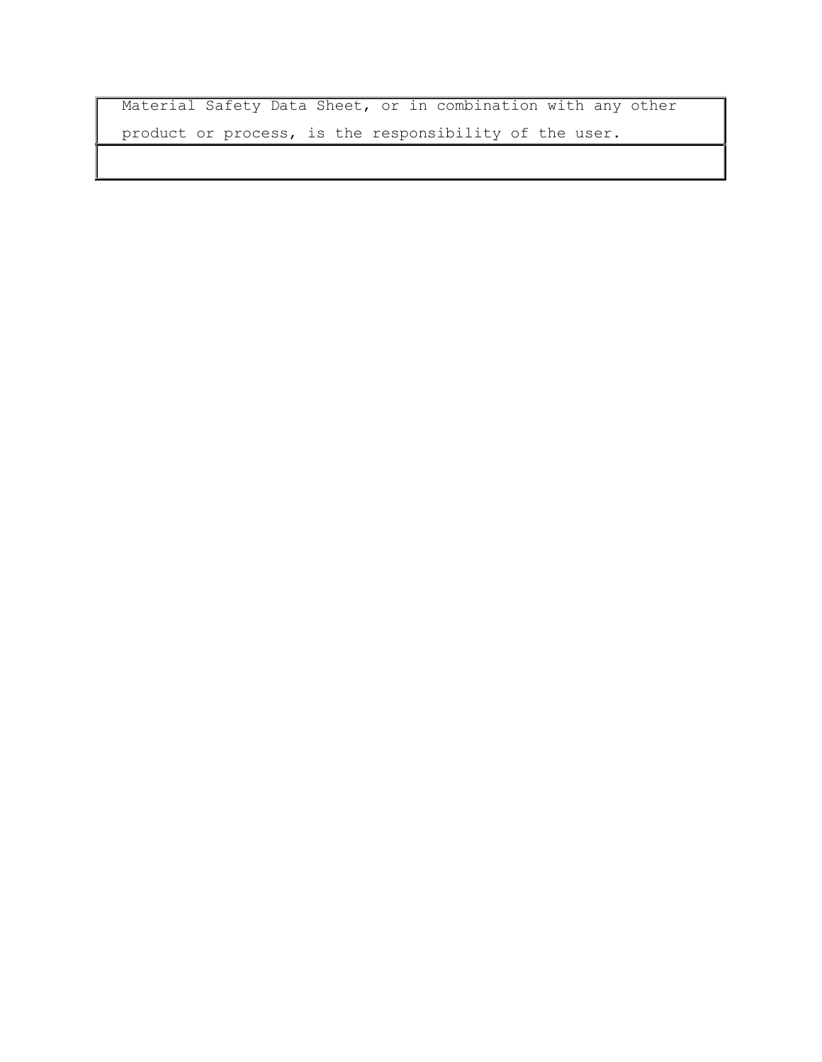Material Safety Data Sheet, or in combination with any other product or process, is the responsibility of the user.